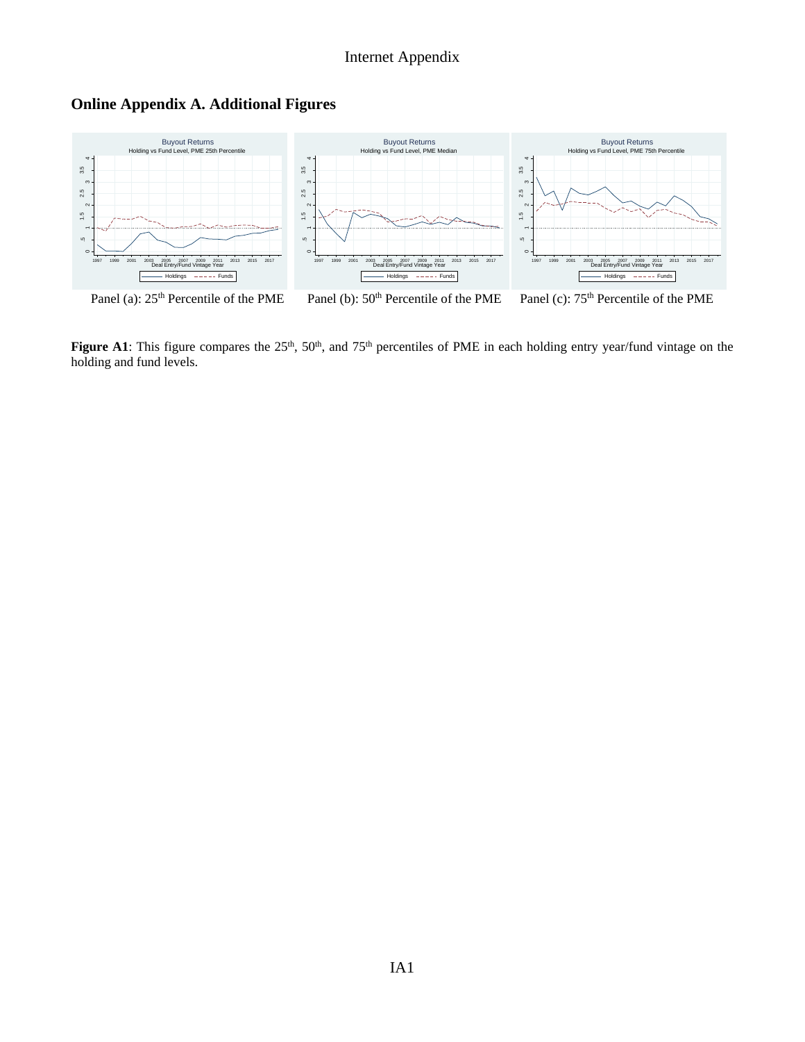## Online Appendix A. Additional Figures

Panel (a): 25th Percentile of the PME Panel (b): 50th Percentile of the PME Panel (c): 75th Percentile of the PME

**Figure A1**: This figure compares the 25th, 50th, and 75th percentiles of PME in each holding entry year/fund vintage on the holding and fund levels.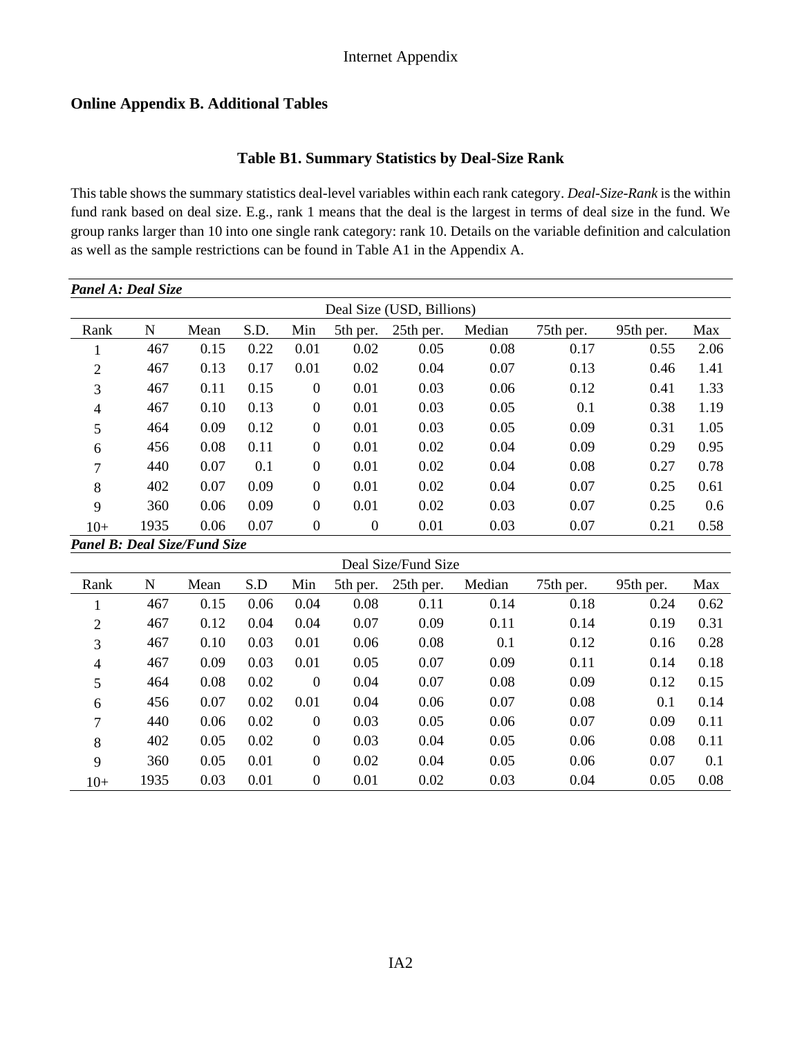## Online Appendix B. Additional Tables

### Table B1. Summary Statistics by Deal-Size Rank

This table shows the summary statistics deal-level variables within each rank category. *Deal-Size-Rank* is the within fund rank based on deal size. E.g., rank 1 means that the deal is the largest in terms of deal size in the fund. We group ranks larger than 10 into one single rank category: rank 10. Details on the variable definition and calculation as well as the sample restrictions can be found in Table A1 in the Appendix A.

***Panel A: Deal Size***

| | | | | | Deal Size (USD, Billions) | | | | | |
|---|---|---|---|---|---|---|---|---|---|---|
| Rank | N | Mean | S.D. | Min | 5th per. | 25th per. | Median | 75th per. | 95th per. | Max |
| 1 | 467 | 0.15 | 0.22 | 0.01 | 0.02 | 0.05 | 0.08 | 0.17 | 0.55 | 2.06 |
| 2 | 467 | 0.13 | 0.17 | 0.01 | 0.02 | 0.04 | 0.07 | 0.13 | 0.46 | 1.41 |
| 3 | 467 | 0.11 | 0.15 | 0 | 0.01 | 0.03 | 0.06 | 0.12 | 0.41 | 1.33 |
| 4 | 467 | 0.10 | 0.13 | 0 | 0.01 | 0.03 | 0.05 | 0.1 | 0.38 | 1.19 |
| 5 | 464 | 0.09 | 0.12 | 0 | 0.01 | 0.03 | 0.05 | 0.09 | 0.31 | 1.05 |
| 6 | 456 | 0.08 | 0.11 | 0 | 0.01 | 0.02 | 0.04 | 0.09 | 0.29 | 0.95 |
| 7 | 440 | 0.07 | 0.1 | 0 | 0.01 | 0.02 | 0.04 | 0.08 | 0.27 | 0.78 |
| 8 | 402 | 0.07 | 0.09 | 0 | 0.01 | 0.02 | 0.04 | 0.07 | 0.25 | 0.61 |
| 9 | 360 | 0.06 | 0.09 | 0 | 0.01 | 0.02 | 0.03 | 0.07 | 0.25 | 0.6 |
| 10+ | 1935 | 0.06 | 0.07 | 0 | 0 | 0.01 | 0.03 | 0.07 | 0.21 | 0.58 |

***Panel B: Deal Size/Fund Size***

| | | | | | Deal Size/Fund Size | | | | | |
|---|---|---|---|---|---|---|---|---|---|---|
| Rank | N | Mean | S.D | Min | 5th per. | 25th per. | Median | 75th per. | 95th per. | Max |
| 1 | 467 | 0.15 | 0.06 | 0.04 | 0.08 | 0.11 | 0.14 | 0.18 | 0.24 | 0.62 |
| 2 | 467 | 0.12 | 0.04 | 0.04 | 0.07 | 0.09 | 0.11 | 0.14 | 0.19 | 0.31 |
| 3 | 467 | 0.10 | 0.03 | 0.01 | 0.06 | 0.08 | 0.1 | 0.12 | 0.16 | 0.28 |
| 4 | 467 | 0.09 | 0.03 | 0.01 | 0.05 | 0.07 | 0.09 | 0.11 | 0.14 | 0.18 |
| 5 | 464 | 0.08 | 0.02 | 0 | 0.04 | 0.07 | 0.08 | 0.09 | 0.12 | 0.15 |
| 6 | 456 | 0.07 | 0.02 | 0.01 | 0.04 | 0.06 | 0.07 | 0.08 | 0.1 | 0.14 |
| 7 | 440 | 0.06 | 0.02 | 0 | 0.03 | 0.05 | 0.06 | 0.07 | 0.09 | 0.11 |
| 8 | 402 | 0.05 | 0.02 | 0 | 0.03 | 0.04 | 0.05 | 0.06 | 0.08 | 0.11 |
| 9 | 360 | 0.05 | 0.01 | 0 | 0.02 | 0.04 | 0.05 | 0.06 | 0.07 | 0.1 |
| 10+ | 1935 | 0.03 | 0.01 | 0 | 0.01 | 0.02 | 0.03 | 0.04 | 0.05 | 0.08 |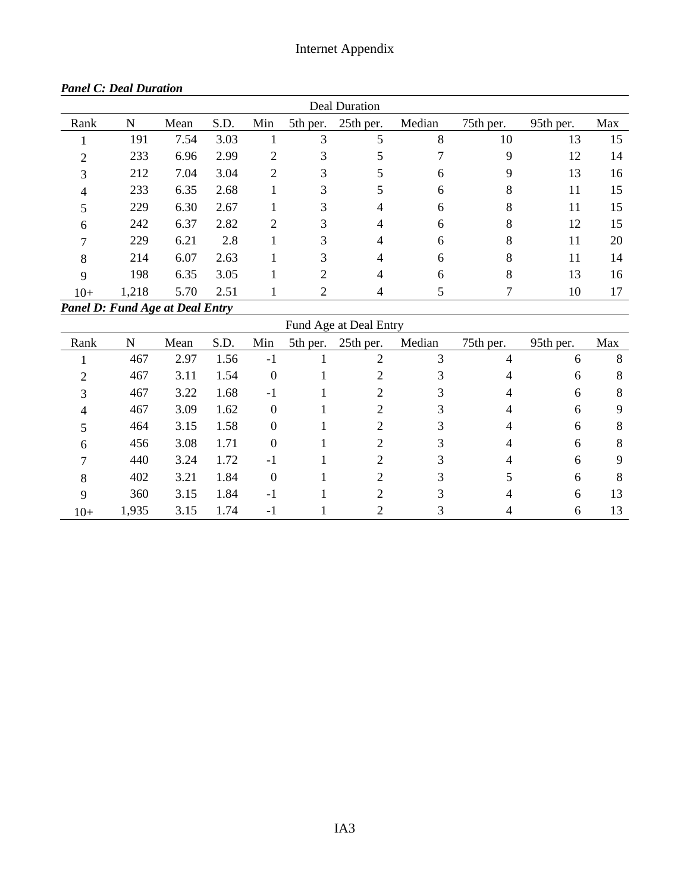***Panel C: Deal Duration***

| | Deal Duration | | | | | | | | | |
|---|---|---|---|---|---|---|---|---|---|---|
| Rank | N | Mean | S.D. | Min | 5th per. | 25th per. | Median | 75th per. | 95th per. | Max |
| 1 | 191 | 7.54 | 3.03 | 1 | 3 | 5 | 8 | 10 | 13 | 15 |
| 2 | 233 | 6.96 | 2.99 | 2 | 3 | 5 | 7 | 9 | 12 | 14 |
| 3 | 212 | 7.04 | 3.04 | 2 | 3 | 5 | 6 | 9 | 13 | 16 |
| 4 | 233 | 6.35 | 2.68 | 1 | 3 | 5 | 6 | 8 | 11 | 15 |
| 5 | 229 | 6.30 | 2.67 | 1 | 3 | 4 | 6 | 8 | 11 | 15 |
| 6 | 242 | 6.37 | 2.82 | 2 | 3 | 4 | 6 | 8 | 12 | 15 |
| 7 | 229 | 6.21 | 2.8 | 1 | 3 | 4 | 6 | 8 | 11 | 20 |
| 8 | 214 | 6.07 | 2.63 | 1 | 3 | 4 | 6 | 8 | 11 | 14 |
| 9 | 198 | 6.35 | 3.05 | 1 | 2 | 4 | 6 | 8 | 13 | 16 |
| 10+ | 1,218 | 5.70 | 2.51 | 1 | 2 | 4 | 5 | 7 | 10 | 17 |

***Panel D: Fund Age at Deal Entry***

| | Fund Age at Deal Entry | | | | | | | | | |
|---|---|---|---|---|---|---|---|---|---|---|
| Rank | N | Mean | S.D. | Min | 5th per. | 25th per. | Median | 75th per. | 95th per. | Max |
| 1 | 467 | 2.97 | 1.56 | -1 | 1 | 2 | 3 | 4 | 6 | 8 |
| 2 | 467 | 3.11 | 1.54 | 0 | 1 | 2 | 3 | 4 | 6 | 8 |
| 3 | 467 | 3.22 | 1.68 | -1 | 1 | 2 | 3 | 4 | 6 | 8 |
| 4 | 467 | 3.09 | 1.62 | 0 | 1 | 2 | 3 | 4 | 6 | 9 |
| 5 | 464 | 3.15 | 1.58 | 0 | 1 | 2 | 3 | 4 | 6 | 8 |
| 6 | 456 | 3.08 | 1.71 | 0 | 1 | 2 | 3 | 4 | 6 | 8 |
| 7 | 440 | 3.24 | 1.72 | -1 | 1 | 2 | 3 | 4 | 6 | 9 |
| 8 | 402 | 3.21 | 1.84 | 0 | 1 | 2 | 3 | 5 | 6 | 8 |
| 9 | 360 | 3.15 | 1.84 | -1 | 1 | 2 | 3 | 4 | 6 | 13 |
| 10+ | 1,935 | 3.15 | 1.74 | -1 | 1 | 2 | 3 | 4 | 6 | 13 |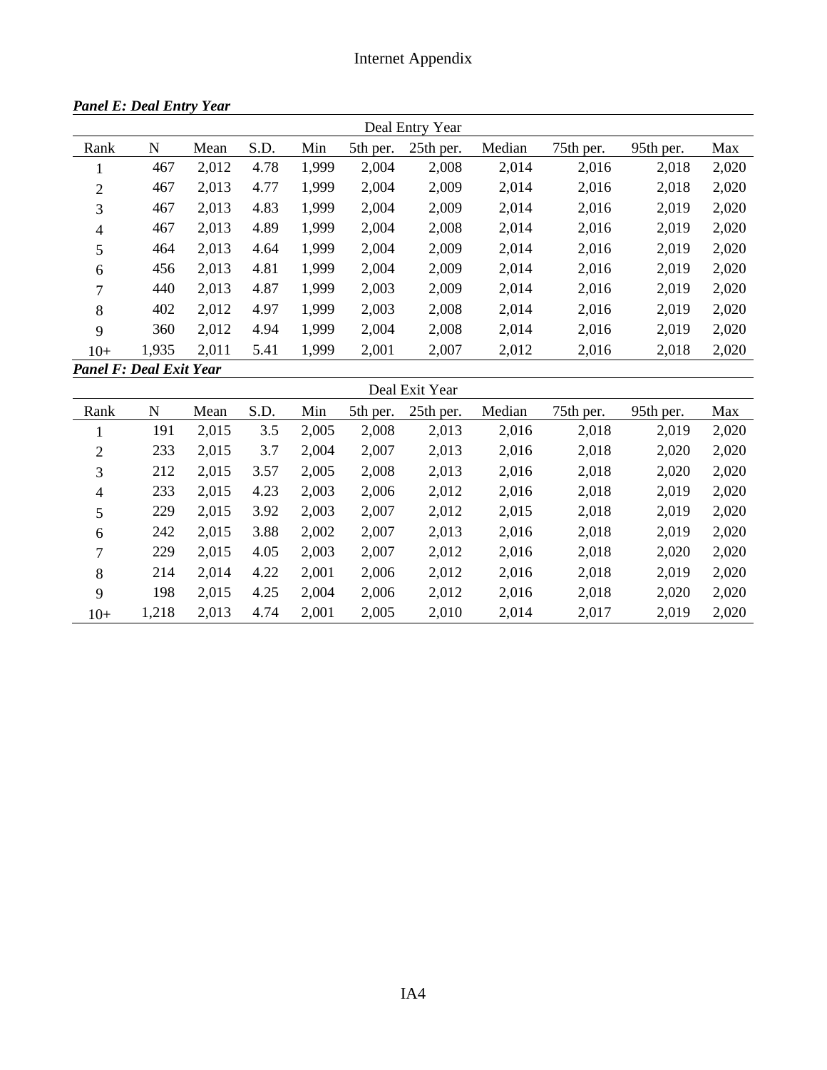***Panel E: Deal Entry Year***

| | Deal Entry Year | | | | | | | | | |
|---|---|---|---|---|---|---|---|---|---|---|
| Rank | N | Mean | S.D. | Min | 5th per. | 25th per. | Median | 75th per. | 95th per. | Max |
| 1 | 467 | 2,012 | 4.78 | 1,999 | 2,004 | 2,008 | 2,014 | 2,016 | 2,018 | 2,020 |
| 2 | 467 | 2,013 | 4.77 | 1,999 | 2,004 | 2,009 | 2,014 | 2,016 | 2,018 | 2,020 |
| 3 | 467 | 2,013 | 4.83 | 1,999 | 2,004 | 2,009 | 2,014 | 2,016 | 2,019 | 2,020 |
| 4 | 467 | 2,013 | 4.89 | 1,999 | 2,004 | 2,008 | 2,014 | 2,016 | 2,019 | 2,020 |
| 5 | 464 | 2,013 | 4.64 | 1,999 | 2,004 | 2,009 | 2,014 | 2,016 | 2,019 | 2,020 |
| 6 | 456 | 2,013 | 4.81 | 1,999 | 2,004 | 2,009 | 2,014 | 2,016 | 2,019 | 2,020 |
| 7 | 440 | 2,013 | 4.87 | 1,999 | 2,003 | 2,009 | 2,014 | 2,016 | 2,019 | 2,020 |
| 8 | 402 | 2,012 | 4.97 | 1,999 | 2,003 | 2,008 | 2,014 | 2,016 | 2,019 | 2,020 |
| 9 | 360 | 2,012 | 4.94 | 1,999 | 2,004 | 2,008 | 2,014 | 2,016 | 2,019 | 2,020 |
| 10+ | 1,935 | 2,011 | 5.41 | 1,999 | 2,001 | 2,007 | 2,012 | 2,016 | 2,018 | 2,020 |

***Panel F: Deal Exit Year***

| | Deal Exit Year | | | | | | | | | |
|---|---|---|---|---|---|---|---|---|---|---|
| Rank | N | Mean | S.D. | Min | 5th per. | 25th per. | Median | 75th per. | 95th per. | Max |
| 1 | 191 | 2,015 | 3.5 | 2,005 | 2,008 | 2,013 | 2,016 | 2,018 | 2,019 | 2,020 |
| 2 | 233 | 2,015 | 3.7 | 2,004 | 2,007 | 2,013 | 2,016 | 2,018 | 2,020 | 2,020 |
| 3 | 212 | 2,015 | 3.57 | 2,005 | 2,008 | 2,013 | 2,016 | 2,018 | 2,020 | 2,020 |
| 4 | 233 | 2,015 | 4.23 | 2,003 | 2,006 | 2,012 | 2,016 | 2,018 | 2,019 | 2,020 |
| 5 | 229 | 2,015 | 3.92 | 2,003 | 2,007 | 2,012 | 2,015 | 2,018 | 2,019 | 2,020 |
| 6 | 242 | 2,015 | 3.88 | 2,002 | 2,007 | 2,013 | 2,016 | 2,018 | 2,019 | 2,020 |
| 7 | 229 | 2,015 | 4.05 | 2,003 | 2,007 | 2,012 | 2,016 | 2,018 | 2,020 | 2,020 |
| 8 | 214 | 2,014 | 4.22 | 2,001 | 2,006 | 2,012 | 2,016 | 2,018 | 2,019 | 2,020 |
| 9 | 198 | 2,015 | 4.25 | 2,004 | 2,006 | 2,012 | 2,016 | 2,018 | 2,020 | 2,020 |
| 10+ | 1,218 | 2,013 | 4.74 | 2,001 | 2,005 | 2,010 | 2,014 | 2,017 | 2,019 | 2,020 |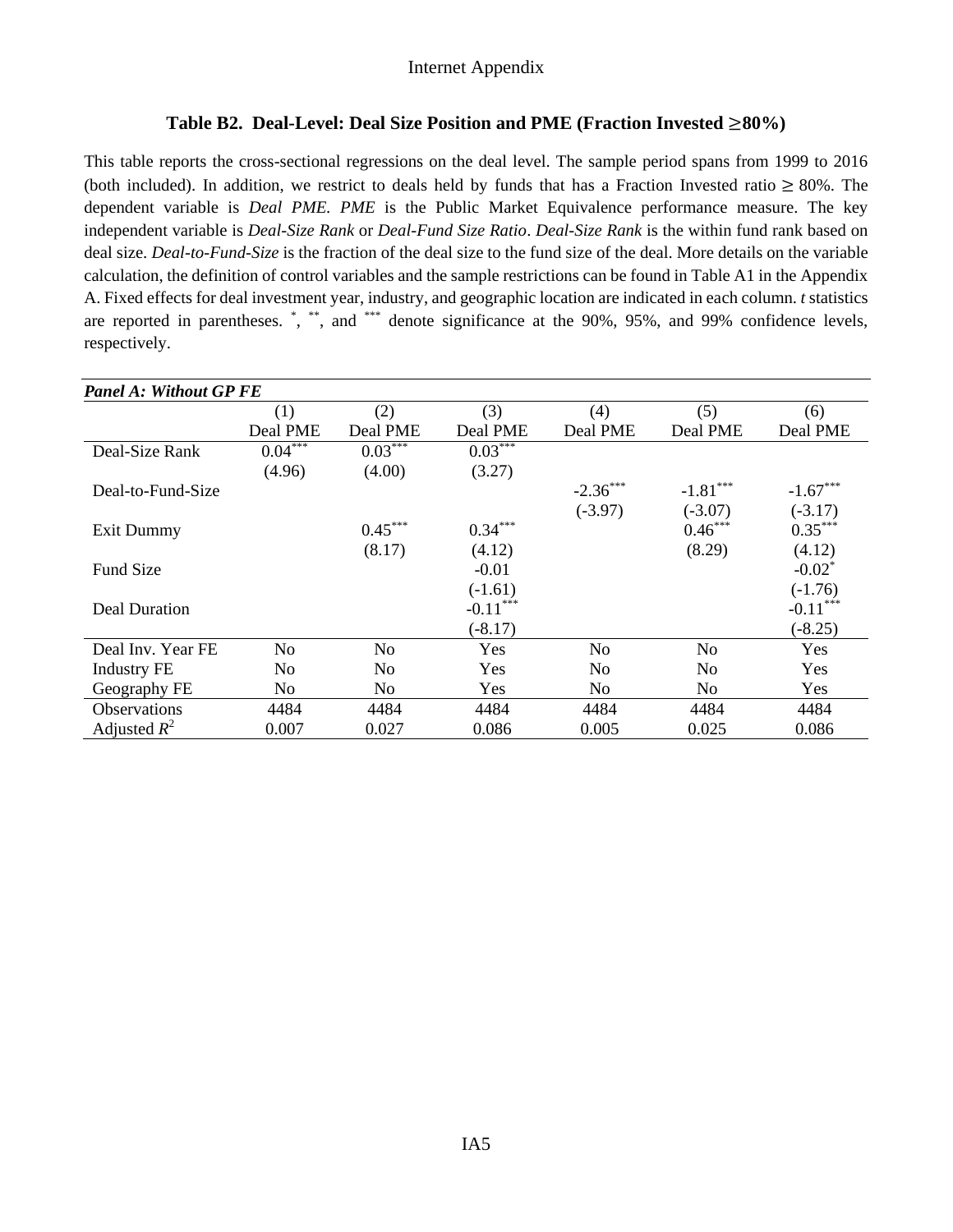### Table B2. Deal-Level: Deal Size Position and PME (Fraction Invested ≥80%)

This table reports the cross-sectional regressions on the deal level. The sample period spans from 1999 to 2016 (both included). In addition, we restrict to deals held by funds that has a Fraction Invested ratio ≥ 80%. The dependent variable is *Deal PME*. *PME* is the Public Market Equivalence performance measure. The key independent variable is *Deal-Size Rank* or *Deal-Fund Size Ratio*. *Deal-Size Rank* is the within fund rank based on deal size. *Deal-to-Fund-Size* is the fraction of the deal size to the fund size of the deal. More details on the variable calculation, the definition of control variables and the sample restrictions can be found in Table A1 in the Appendix A. Fixed effects for deal investment year, industry, and geographic location are indicated in each column. *t* statistics are reported in parentheses. *, **, and *** denote significance at the 90%, 95%, and 99% confidence levels, respectively.

| ***Panel A: Without GP FE*** | | | | | | |
|---|---|---|---|---|---|---|
| | (1) | (2) | (3) | (4) | (5) | (6) |
| | Deal PME | Deal PME | Deal PME | Deal PME | Deal PME | Deal PME |
| Deal-Size Rank | 0.04*** | 0.03*** | 0.03*** | | | |
| | (4.96) | (4.00) | (3.27) | | | |
| Deal-to-Fund-Size | | | | -2.36*** | -1.81*** | -1.67*** |
| | | | | (-3.97) | (-3.07) | (-3.17) |
| Exit Dummy | | 0.45*** | 0.34*** | | 0.46*** | 0.35*** |
| | | (8.17) | (4.12) | | (8.29) | (4.12) |
| Fund Size | | | -0.01 | | | -0.02* |
| | | | (-1.61) | | | (-1.76) |
| Deal Duration | | | -0.11*** | | | -0.11*** |
| | | | (-8.17) | | | (-8.25) |
| Deal Inv. Year FE | No | No | Yes | No | No | Yes |
| Industry FE | No | No | Yes | No | No | Yes |
| Geography FE | No | No | Yes | No | No | Yes |
| Observations | 4484 | 4484 | 4484 | 4484 | 4484 | 4484 |
| Adjusted $R^2$ | 0.007 | 0.027 | 0.086 | 0.005 | 0.025 | 0.086 |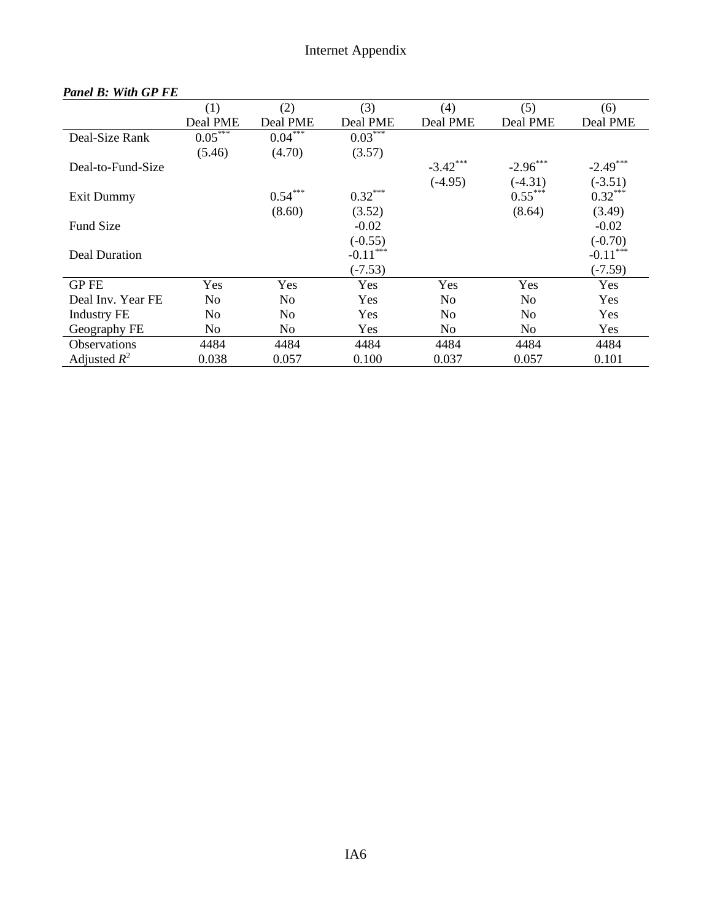***Panel B: With GP FE***

| | (1) | (2) | (3) | (4) | (5) | (6) |
|---|---|---|---|---|---|---|
| | Deal PME | Deal PME | Deal PME | Deal PME | Deal PME | Deal PME |
| Deal-Size Rank | 0.05*** | 0.04*** | 0.03*** | | | |
| | (5.46) | (4.70) | (3.57) | | | |
| Deal-to-Fund-Size | | | | -3.42*** | -2.96*** | -2.49*** |
| | | | | (-4.95) | (-4.31) | (-3.51) |
| Exit Dummy | | 0.54*** | 0.32*** | | 0.55*** | 0.32*** |
| | | (8.60) | (3.52) | | (8.64) | (3.49) |
| Fund Size | | | -0.02 | | | -0.02 |
| | | | (-0.55) | | | (-0.70) |
| Deal Duration | | | -0.11*** | | | -0.11*** |
| | | | (-7.53) | | | (-7.59) |
| GP FE | Yes | Yes | Yes | Yes | Yes | Yes |
| Deal Inv. Year FE | No | No | Yes | No | No | Yes |
| Industry FE | No | No | Yes | No | No | Yes |
| Geography FE | No | No | Yes | No | No | Yes |
| Observations | 4484 | 4484 | 4484 | 4484 | 4484 | 4484 |
| Adjusted $R^2$ | 0.038 | 0.057 | 0.100 | 0.037 | 0.057 | 0.101 |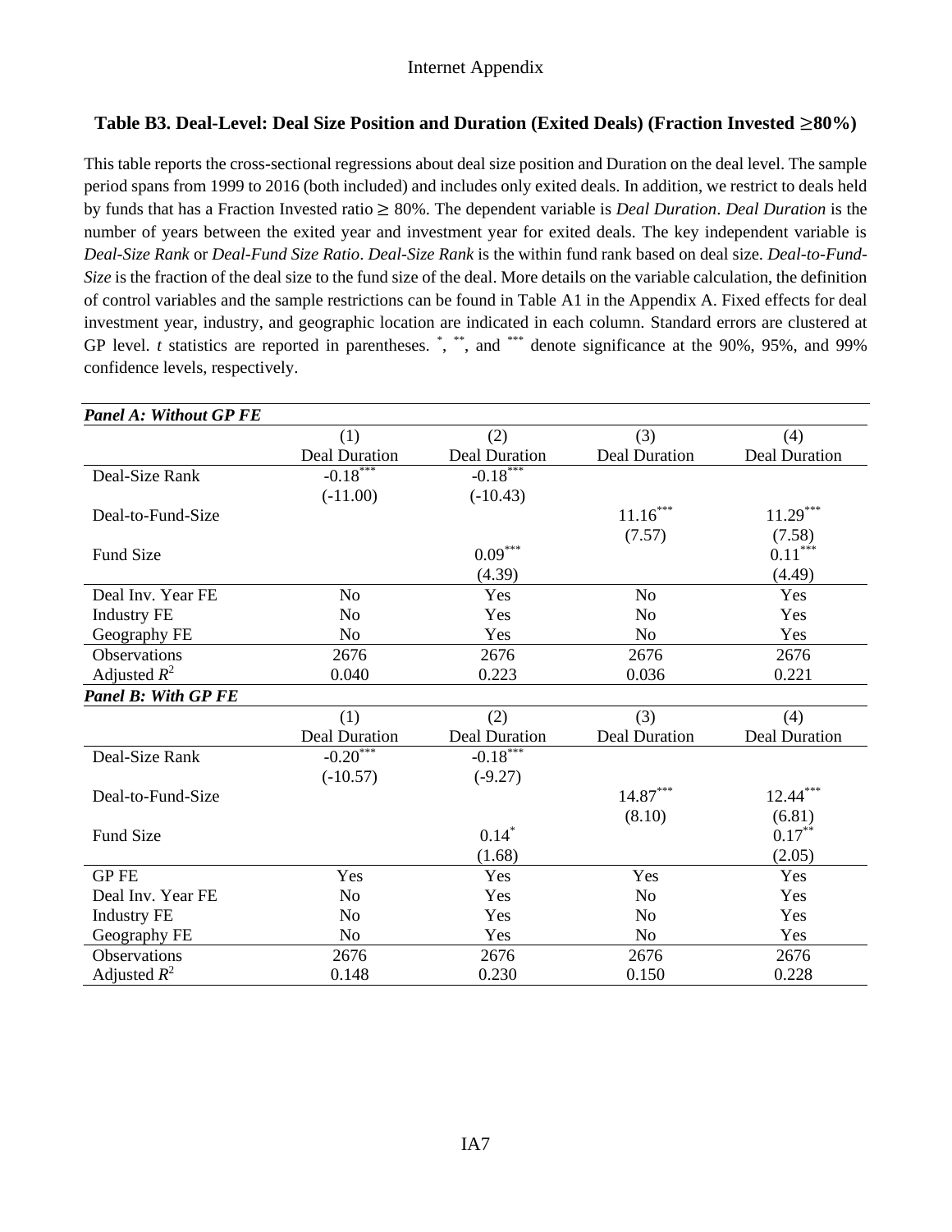### Table B3. Deal-Level: Deal Size Position and Duration (Exited Deals) (Fraction Invested ≥80%)

This table reports the cross-sectional regressions about deal size position and Duration on the deal level. The sample period spans from 1999 to 2016 (both included) and includes only exited deals. In addition, we restrict to deals held by funds that has a Fraction Invested ratio ≥ 80%. The dependent variable is *Deal Duration*. *Deal Duration* is the number of years between the exited year and investment year for exited deals. The key independent variable is *Deal-Size Rank* or *Deal-Fund Size Ratio*. *Deal-Size Rank* is the within fund rank based on deal size. *Deal-to-Fund-Size* is the fraction of the deal size to the fund size of the deal. More details on the variable calculation, the definition of control variables and the sample restrictions can be found in Table A1 in the Appendix A. Fixed effects for deal investment year, industry, and geographic location are indicated in each column. Standard errors are clustered at GP level. *t* statistics are reported in parentheses. *, **, and *** denote significance at the 90%, 95%, and 99% confidence levels, respectively.

| ***Panel A: Without GP FE*** | | | | |
|---|---|---|---|---|
| | (1) | (2) | (3) | (4) |
| | Deal Duration | Deal Duration | Deal Duration | Deal Duration |
| Deal-Size Rank | -0.18*** | -0.18*** | | |
| | (-11.00) | (-10.43) | | |
| Deal-to-Fund-Size | | | 11.16*** | 11.29*** |
| | | | (7.57) | (7.58) |
| Fund Size | | 0.09*** | | 0.11*** |
| | | (4.39) | | (4.49) |
| Deal Inv. Year FE | No | Yes | No | Yes |
| Industry FE | No | Yes | No | Yes |
| Geography FE | No | Yes | No | Yes |
| Observations | 2676 | 2676 | 2676 | 2676 |
| Adjusted $R^2$ | 0.040 | 0.223 | 0.036 | 0.221 |
| ***Panel B: With GP FE*** | | | | |
| | (1) | (2) | (3) | (4) |
| | Deal Duration | Deal Duration | Deal Duration | Deal Duration |
| Deal-Size Rank | -0.20*** | -0.18*** | | |
| | (-10.57) | (-9.27) | | |
| Deal-to-Fund-Size | | | 14.87*** | 12.44*** |
| | | | (8.10) | (6.81) |
| Fund Size | | 0.14* | | 0.17** |
| | | (1.68) | | (2.05) |
| GP FE | Yes | Yes | Yes | Yes |
| Deal Inv. Year FE | No | Yes | No | Yes |
| Industry FE | No | Yes | No | Yes |
| Geography FE | No | Yes | No | Yes |
| Observations | 2676 | 2676 | 2676 | 2676 |
| Adjusted $R^2$ | 0.148 | 0.230 | 0.150 | 0.228 |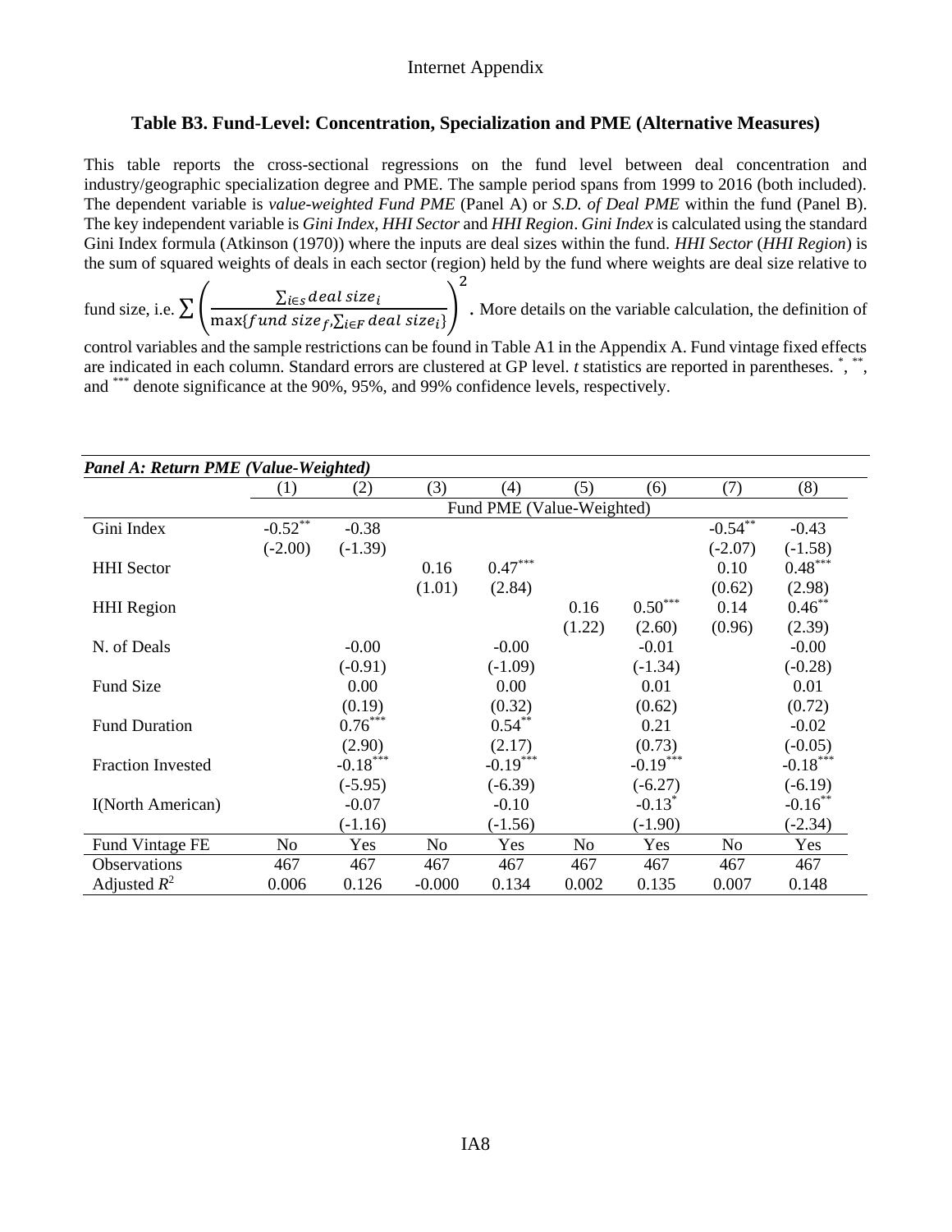### Table B3. Fund-Level: Concentration, Specialization and PME (Alternative Measures)

This table reports the cross-sectional regressions on the fund level between deal concentration and industry/geographic specialization degree and PME. The sample period spans from 1999 to 2016 (both included). The dependent variable is *value-weighted Fund PME* (Panel A) or *S.D. of Deal PME* within the fund (Panel B). The key independent variable is *Gini Index*, *HHI Sector* and *HHI Region*. *Gini Index* is calculated using the standard Gini Index formula (Atkinson (1970)) where the inputs are deal sizes within the fund. *HHI Sector* (*HHI Region*) is the sum of squared weights of deals in each sector (region) held by the fund where weights are deal size relative to fund size, i.e. $\sum\left(\frac{\sum_{i\in s} deal\ size_i}{\max\{fund\ size_f, \sum_{i\in F} deal\ size_i\}}\right)^2$. More details on the variable calculation, the definition of control variables and the sample restrictions can be found in Table A1 in the Appendix A. Fund vintage fixed effects are indicated in each column. Standard errors are clustered at GP level. *t* statistics are reported in parentheses. \*, \*\*, and \*\*\* denote significance at the 90%, 95%, and 99% confidence levels, respectively.

***Panel A: Return PME (Value-Weighted)***

| | (1) | (2) | (3) | (4) | (5) | (6) | (7) | (8) |
|---|---|---|---|---|---|---|---|---|
| | Fund PME (Value-Weighted) | | | | | | | |
| Gini Index | -0.52** | -0.38 | | | | | -0.54** | -0.43 |
| | (-2.00) | (-1.39) | | | | | (-2.07) | (-1.58) |
| HHI Sector | | | 0.16 | 0.47*** | | | 0.10 | 0.48*** |
| | | | (1.01) | (2.84) | | | (0.62) | (2.98) |
| HHI Region | | | | | 0.16 | 0.50*** | 0.14 | 0.46** |
| | | | | | (1.22) | (2.60) | (0.96) | (2.39) |
| N. of Deals | | -0.00 | | -0.00 | | -0.01 | | -0.00 |
| | | (-0.91) | | (-1.09) | | (-1.34) | | (-0.28) |
| Fund Size | | 0.00 | | 0.00 | | 0.01 | | 0.01 |
| | | (0.19) | | (0.32) | | (0.62) | | (0.72) |
| Fund Duration | | 0.76*** | | 0.54** | | 0.21 | | -0.02 |
| | | (2.90) | | (2.17) | | (0.73) | | (-0.05) |
| Fraction Invested | | -0.18*** | | -0.19*** | | -0.19*** | | -0.18*** |
| | | (-5.95) | | (-6.39) | | (-6.27) | | (-6.19) |
| I(North American) | | -0.07 | | -0.10 | | -0.13* | | -0.16** |
| | | (-1.16) | | (-1.56) | | (-1.90) | | (-2.34) |
| Fund Vintage FE | No | Yes | No | Yes | No | Yes | No | Yes |
| Observations | 467 | 467 | 467 | 467 | 467 | 467 | 467 | 467 |
| Adjusted $R^2$ | 0.006 | 0.126 | -0.000 | 0.134 | 0.002 | 0.135 | 0.007 | 0.148 |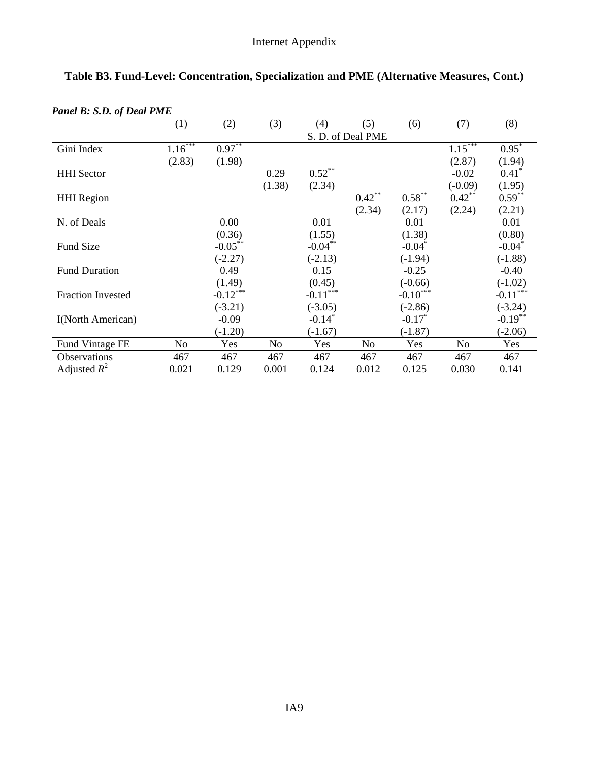### Table B3. Fund-Level: Concentration, Specialization and PME (Alternative Measures, Cont.)

***Panel B: S.D. of Deal PME***

| | (1) | (2) | (3) | (4) | (5) | (6) | (7) | (8) |
|---|---|---|---|---|---|---|---|---|
| | S. D. of Deal PME | | | | | | | |
| Gini Index | 1.16*** | 0.97** | | | | | 1.15*** | 0.95* |
| | (2.83) | (1.98) | | | | | (2.87) | (1.94) |
| HHI Sector | | | 0.29 | 0.52** | | | -0.02 | 0.41* |
| | | | (1.38) | (2.34) | | | (-0.09) | (1.95) |
| HHI Region | | | | | 0.42** | 0.58** | 0.42** | 0.59** |
| | | | | | (2.34) | (2.17) | (2.24) | (2.21) |
| N. of Deals | | 0.00 | | 0.01 | | 0.01 | | 0.01 |
| | | (0.36) | | (1.55) | | (1.38) | | (0.80) |
| Fund Size | | -0.05** | | -0.04** | | -0.04* | | -0.04* |
| | | (-2.27) | | (-2.13) | | (-1.94) | | (-1.88) |
| Fund Duration | | 0.49 | | 0.15 | | -0.25 | | -0.40 |
| | | (1.49) | | (0.45) | | (-0.66) | | (-1.02) |
| Fraction Invested | | -0.12*** | | -0.11*** | | -0.10*** | | -0.11*** |
| | | (-3.21) | | (-3.05) | | (-2.86) | | (-3.24) |
| I(North American) | | -0.09 | | -0.14* | | -0.17* | | -0.19** |
| | | (-1.20) | | (-1.67) | | (-1.87) | | (-2.06) |
| Fund Vintage FE | No | Yes | No | Yes | No | Yes | No | Yes |
| Observations | 467 | 467 | 467 | 467 | 467 | 467 | 467 | 467 |
| Adjusted $R^2$ | 0.021 | 0.129 | 0.001 | 0.124 | 0.012 | 0.125 | 0.030 | 0.141 |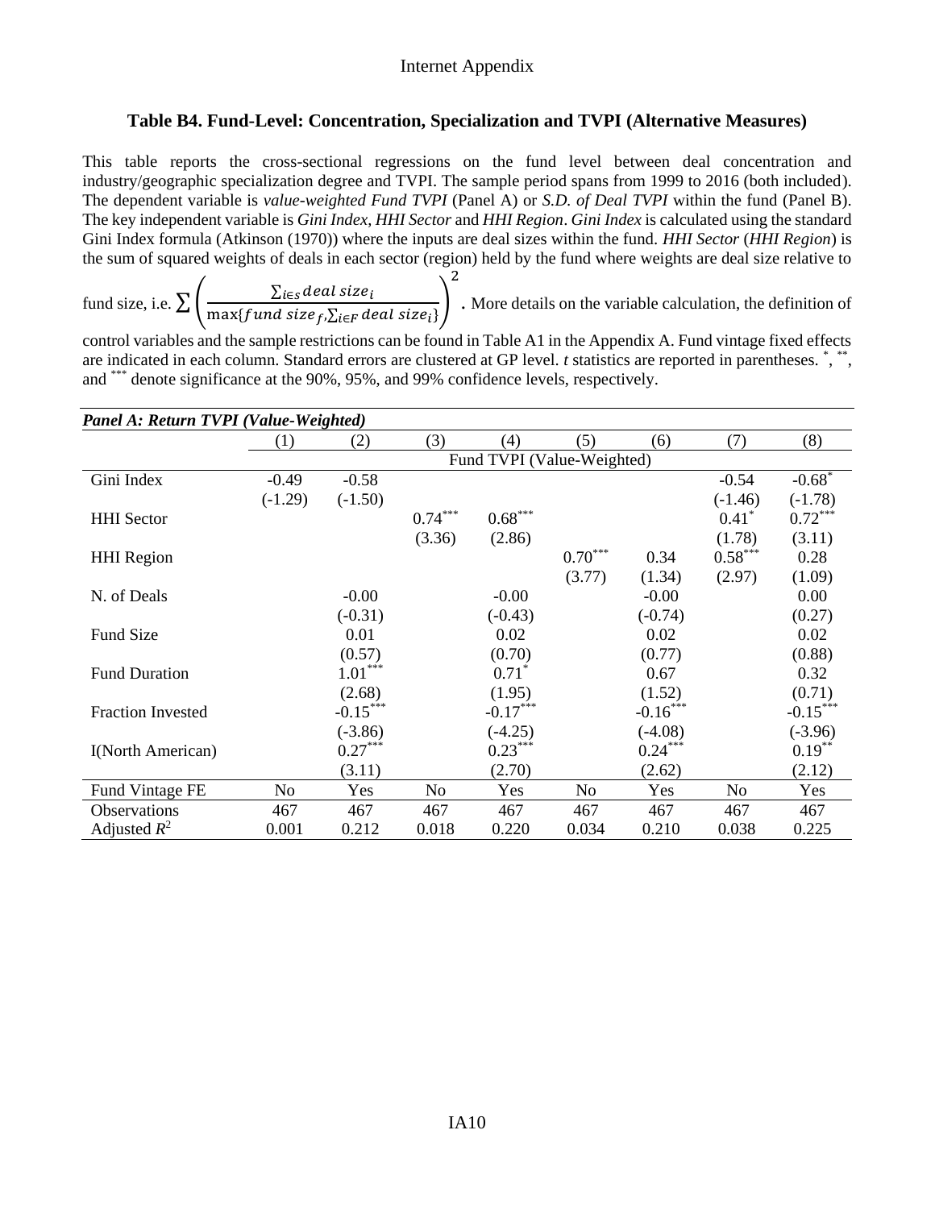### Table B4. Fund-Level: Concentration, Specialization and TVPI (Alternative Measures)

This table reports the cross-sectional regressions on the fund level between deal concentration and industry/geographic specialization degree and TVPI. The sample period spans from 1999 to 2016 (both included). The dependent variable is *value-weighted Fund TVPI* (Panel A) or *S.D. of Deal TVPI* within the fund (Panel B). The key independent variable is *Gini Index*, *HHI Sector* and *HHI Region*. *Gini Index* is calculated using the standard Gini Index formula (Atkinson (1970)) where the inputs are deal sizes within the fund. *HHI Sector* (*HHI Region*) is the sum of squared weights of deals in each sector (region) held by the fund where weights are deal size relative to fund size, i.e. $\sum \left( \frac{\sum_{i \in s} deal\ size_i}{\max\{fund\ size_f, \sum_{i \in F} deal\ size_i\}} \right)^2$. More details on the variable calculation, the definition of control variables and the sample restrictions can be found in Table A1 in the Appendix A. Fund vintage fixed effects are indicated in each column. Standard errors are clustered at GP level. *t* statistics are reported in parentheses. \*, \*\*, and \*\*\* denote significance at the 90%, 95%, and 99% confidence levels, respectively.

***Panel A: Return TVPI (Value-Weighted)***

| | (1) | (2) | (3) | (4) | (5) | (6) | (7) | (8) |
|---|---|---|---|---|---|---|---|---|
| | Fund TVPI (Value-Weighted) | | | | | | | |
| Gini Index | -0.49 | -0.58 | | | | | -0.54 | -0.68* |
| | (-1.29) | (-1.50) | | | | | (-1.46) | (-1.78) |
| HHI Sector | | | 0.74*** | 0.68*** | | | 0.41* | 0.72*** |
| | | | (3.36) | (2.86) | | | (1.78) | (3.11) |
| HHI Region | | | | | 0.70*** | 0.34 | 0.58*** | 0.28 |
| | | | | | (3.77) | (1.34) | (2.97) | (1.09) |
| N. of Deals | | -0.00 | | -0.00 | | -0.00 | | 0.00 |
| | | (-0.31) | | (-0.43) | | (-0.74) | | (0.27) |
| Fund Size | | 0.01 | | 0.02 | | 0.02 | | 0.02 |
| | | (0.57) | | (0.70) | | (0.77) | | (0.88) |
| Fund Duration | | 1.01*** | | 0.71* | | 0.67 | | 0.32 |
| | | (2.68) | | (1.95) | | (1.52) | | (0.71) |
| Fraction Invested | | -0.15*** | | -0.17*** | | -0.16*** | | -0.15*** |
| | | (-3.86) | | (-4.25) | | (-4.08) | | (-3.96) |
| I(North American) | | 0.27*** | | 0.23*** | | 0.24*** | | 0.19** |
| | | (3.11) | | (2.70) | | (2.62) | | (2.12) |
| Fund Vintage FE | No | Yes | No | Yes | No | Yes | No | Yes |
| Observations | 467 | 467 | 467 | 467 | 467 | 467 | 467 | 467 |
| Adjusted $R^2$ | 0.001 | 0.212 | 0.018 | 0.220 | 0.034 | 0.210 | 0.038 | 0.225 |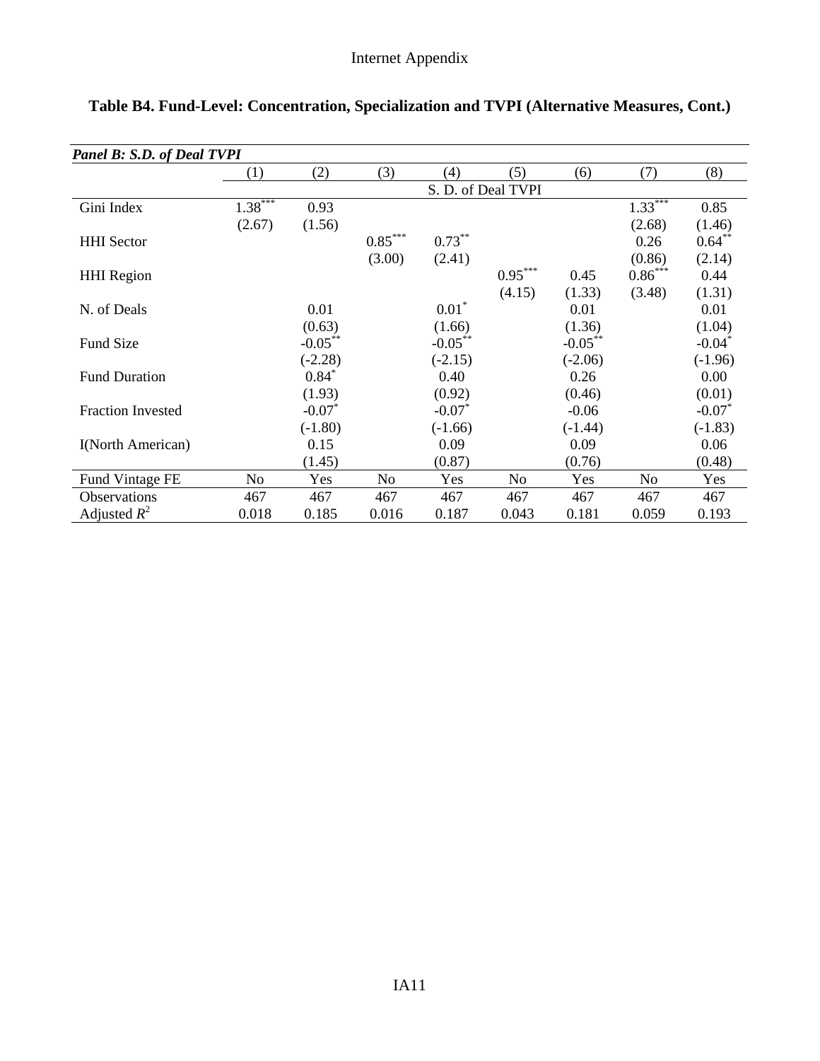Internet Appendix

**Table B4. Fund-Level: Concentration, Specialization and TVPI (Alternative Measures, Cont.)**

| ***Panel B: S.D. of Deal TVPI*** | | | | | | | | |
|---|---|---|---|---|---|---|---|---|
| | (1) | (2) | (3) | (4) | (5) | (6) | (7) | (8) |
| | S. D. of Deal TVPI | | | | | | | |
| Gini Index | 1.38*** | 0.93 | | | | | 1.33*** | 0.85 |
| | (2.67) | (1.56) | | | | | (2.68) | (1.46) |
| HHI Sector | | | 0.85*** | 0.73** | | | 0.26 | 0.64** |
| | | | (3.00) | (2.41) | | | (0.86) | (2.14) |
| HHI Region | | | | | 0.95*** | 0.45 | 0.86*** | 0.44 |
| | | | | | (4.15) | (1.33) | (3.48) | (1.31) |
| N. of Deals | | 0.01 | | 0.01* | | 0.01 | | 0.01 |
| | | (0.63) | | (1.66) | | (1.36) | | (1.04) |
| Fund Size | | -0.05** | | -0.05** | | -0.05** | | -0.04* |
| | | (-2.28) | | (-2.15) | | (-2.06) | | (-1.96) |
| Fund Duration | | 0.84* | | 0.40 | | 0.26 | | 0.00 |
| | | (1.93) | | (0.92) | | (0.46) | | (0.01) |
| Fraction Invested | | -0.07* | | -0.07* | | -0.06 | | -0.07* |
| | | (-1.80) | | (-1.66) | | (-1.44) | | (-1.83) |
| I(North American) | | 0.15 | | 0.09 | | 0.09 | | 0.06 |
| | | (1.45) | | (0.87) | | (0.76) | | (0.48) |
| Fund Vintage FE | No | Yes | No | Yes | No | Yes | No | Yes |
| Observations | 467 | 467 | 467 | 467 | 467 | 467 | 467 | 467 |
| Adjusted $R^2$ | 0.018 | 0.185 | 0.016 | 0.187 | 0.043 | 0.181 | 0.059 | 0.193 |